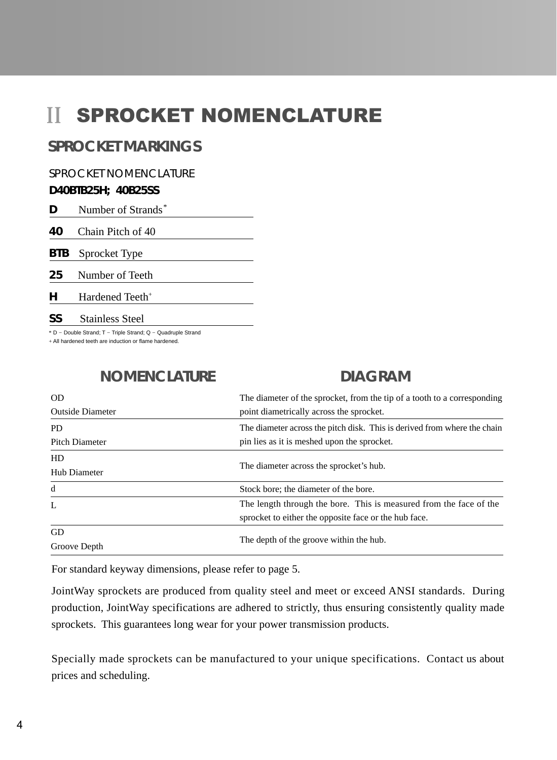# II SPROCKET NOMENCLATURE

## SPROCKET MARKINGS

SPROCKET NOMENCLATURE

**D40BTB25H; 40B25SS**

| | |
|---|---|
| **D** | Number of Strands* |
| **40** | Chain Pitch of 40 |
| **BTB** | Sprocket Type |
| **25** | Number of Teeth |
| **H** | Hardened Teeth+ |
| **SS** | Stainless Steel |

\* D – Double Strand; T – Triple Strand; Q – Quadruple Strand

\+ All hardened teeth are induction or flame hardened.

| NOMENCLATURE | DIAGRAM |
|---|---|
| OD<br>Outside Diameter | The diameter of the sprocket, from the tip of a tooth to a corresponding point diametrically across the sprocket. |
| PD<br>Pitch Diameter | The diameter across the pitch disk. This is derived from where the chain pin lies as it is meshed upon the sprocket. |
| HD<br>Hub Diameter | The diameter across the sprocket's hub. |
| d | Stock bore; the diameter of the bore. |
| L | The length through the bore. This is measured from the face of the sprocket to either the opposite face or the hub face. |
| GD<br>Groove Depth | The depth of the groove within the hub. |

For standard keyway dimensions, please refer to page 5.

JointWay sprockets are produced from quality steel and meet or exceed ANSI standards. During production, JointWay specifications are adhered to strictly, thus ensuring consistently quality made sprockets. This guarantees long wear for your power transmission products.

Specially made sprockets can be manufactured to your unique specifications. Contact us about prices and scheduling.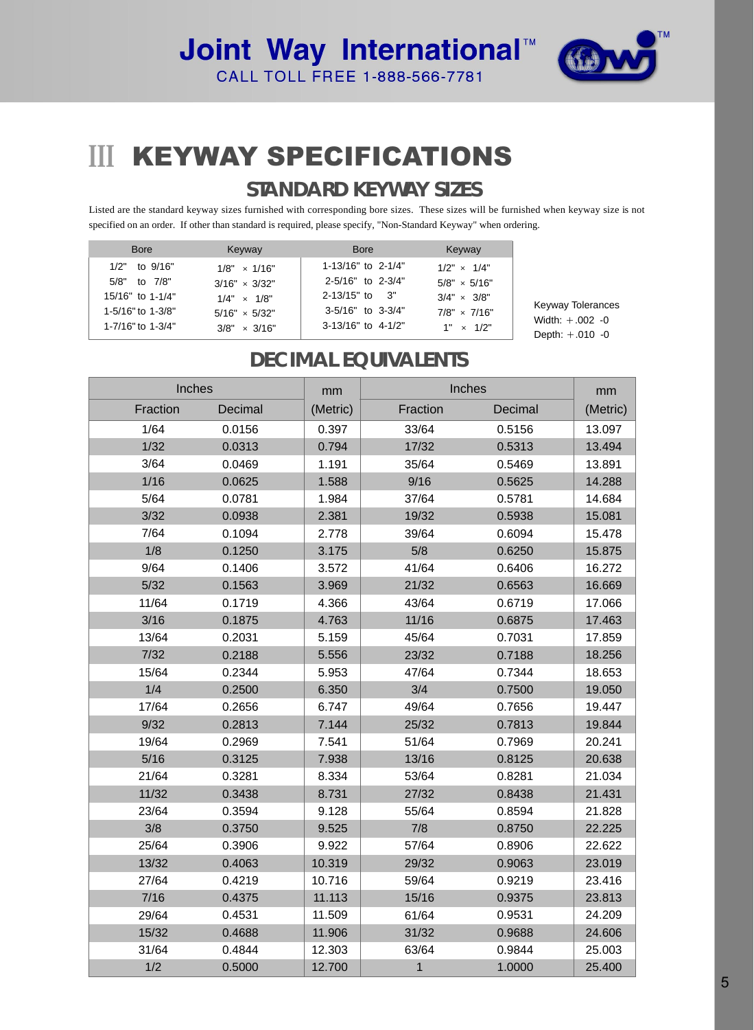Joint Way International™

CALL TOLL FREE 1-888-566-7781

# III KEYWAY SPECIFICATIONS

## STANDARD KEYWAY SIZES

Listed are the standard keyway sizes furnished with corresponding bore sizes. These sizes will be furnished when keyway size is not specified on an order. If other than standard is required, please specify, "Non-Standard Keyway" when ordering.

| Bore | Keyway | Bore | Keyway |
|---|---|---|---|
| 1/2" to 9/16" | 1/8" × 1/16" | 1-13/16" to 2-1/4" | 1/2" × 1/4" |
| 5/8" to 7/8" | 3/16" × 3/32" | 2-5/16" to 2-3/4" | 5/8" × 5/16" |
| 15/16" to 1-1/4" | 1/4" × 1/8" | 2-13/15" to 3" | 3/4" × 3/8" |
| 1-5/16" to 1-3/8" | 5/16" × 5/32" | 3-5/16" to 3-3/4" | 7/8" × 7/16" |
| 1-7/16" to 1-3/4" | 3/8" × 3/16" | 3-13/16" to 4-1/2" | 1" × 1/2" |

Keyway Tolerances
Width: +.002 -0
Depth: +.010 -0

## DECIMAL EQUIVALENTS

| Inches | | mm | Inches | | mm |
|---|---|---|---|---|---|
| Fraction | Decimal | (Metric) | Fraction | Decimal | (Metric) |
| 1/64 | 0.0156 | 0.397 | 33/64 | 0.5156 | 13.097 |
| 1/32 | 0.0313 | 0.794 | 17/32 | 0.5313 | 13.494 |
| 3/64 | 0.0469 | 1.191 | 35/64 | 0.5469 | 13.891 |
| 1/16 | 0.0625 | 1.588 | 9/16 | 0.5625 | 14.288 |
| 5/64 | 0.0781 | 1.984 | 37/64 | 0.5781 | 14.684 |
| 3/32 | 0.0938 | 2.381 | 19/32 | 0.5938 | 15.081 |
| 7/64 | 0.1094 | 2.778 | 39/64 | 0.6094 | 15.478 |
| 1/8 | 0.1250 | 3.175 | 5/8 | 0.6250 | 15.875 |
| 9/64 | 0.1406 | 3.572 | 41/64 | 0.6406 | 16.272 |
| 5/32 | 0.1563 | 3.969 | 21/32 | 0.6563 | 16.669 |
| 11/64 | 0.1719 | 4.366 | 43/64 | 0.6719 | 17.066 |
| 3/16 | 0.1875 | 4.763 | 11/16 | 0.6875 | 17.463 |
| 13/64 | 0.2031 | 5.159 | 45/64 | 0.7031 | 17.859 |
| 7/32 | 0.2188 | 5.556 | 23/32 | 0.7188 | 18.256 |
| 15/64 | 0.2344 | 5.953 | 47/64 | 0.7344 | 18.653 |
| 1/4 | 0.2500 | 6.350 | 3/4 | 0.7500 | 19.050 |
| 17/64 | 0.2656 | 6.747 | 49/64 | 0.7656 | 19.447 |
| 9/32 | 0.2813 | 7.144 | 25/32 | 0.7813 | 19.844 |
| 19/64 | 0.2969 | 7.541 | 51/64 | 0.7969 | 20.241 |
| 5/16 | 0.3125 | 7.938 | 13/16 | 0.8125 | 20.638 |
| 21/64 | 0.3281 | 8.334 | 53/64 | 0.8281 | 21.034 |
| 11/32 | 0.3438 | 8.731 | 27/32 | 0.8438 | 21.431 |
| 23/64 | 0.3594 | 9.128 | 55/64 | 0.8594 | 21.828 |
| 3/8 | 0.3750 | 9.525 | 7/8 | 0.8750 | 22.225 |
| 25/64 | 0.3906 | 9.922 | 57/64 | 0.8906 | 22.622 |
| 13/32 | 0.4063 | 10.319 | 29/32 | 0.9063 | 23.019 |
| 27/64 | 0.4219 | 10.716 | 59/64 | 0.9219 | 23.416 |
| 7/16 | 0.4375 | 11.113 | 15/16 | 0.9375 | 23.813 |
| 29/64 | 0.4531 | 11.509 | 61/64 | 0.9531 | 24.209 |
| 15/32 | 0.4688 | 11.906 | 31/32 | 0.9688 | 24.606 |
| 31/64 | 0.4844 | 12.303 | 63/64 | 0.9844 | 25.003 |
| 1/2 | 0.5000 | 12.700 | 1 | 1.0000 | 25.400 |